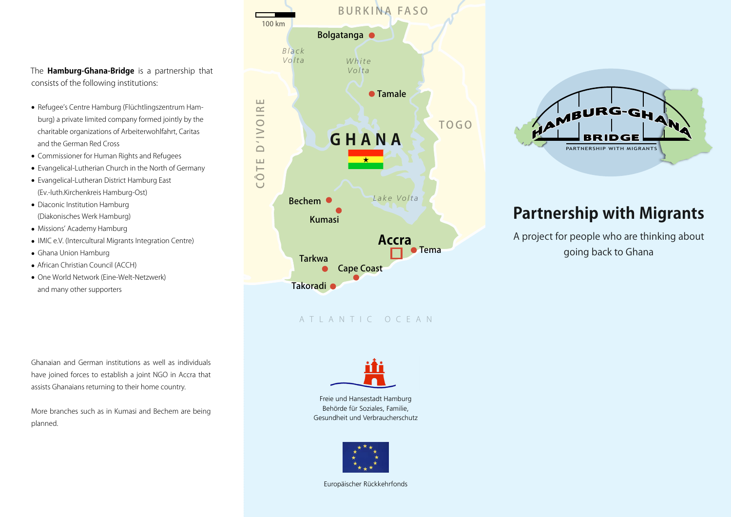The **Hamburg-Ghana-Bridge** is a partnership that consists of the following institutions:

- Refugee's Centre Hamburg (Flüchtlingszentrum Hamburg) a private limited company formed jointly by the charitable organizations of Arbeiterwohlfahrt, Caritas and the German Red Cross
- Commissioner for Human Rights and Refugees
- Evangelical-Lutheran Church in the North of Germany
- Evangelical-Lutheran District Hamburg East (Ev.-luth.Kirchenkreis Hamburg-Ost)
- Diaconic Institution Hamburg (Diakonisches Werk Hamburg)
- Missions' Academy Hamburg
- IMIC e.V. (Intercultural Migrants Integration Centre)
- Ghana Union Hamburg
- African Christian Council (ACCH)
- One World Network (Eine-Welt-Netzwerk)

and many other supporters

Ghanaian and German institutions as well as individuals have joined forces to establish a joint NGO in Accra that assists Ghanaians returning to their home country.

More branches such as in Kumasi and Bechem are being planned.

BURKINA FASO · 100 km · Bolgatanga · Black Volta · White Volta · Tamale · CÔTE D'IVOIRE · GHANA · TOGO · Bechem · Kumasi · Lake Volta · Accra · Tema · Tarkwa · Cape Coast · Takoradi · ATLANTIC OCEAN

Freie und Hansestadt Hamburg
Behörde für Soziales, Familie, Gesundheit und Verbraucherschutz

Europäischer Rückkehrfonds

HAMBURG-GHANA BRIDGE
PARTNERSHIP WITH MIGRANTS

# Partnership with Migrants

A project for people who are thinking about going back to Ghana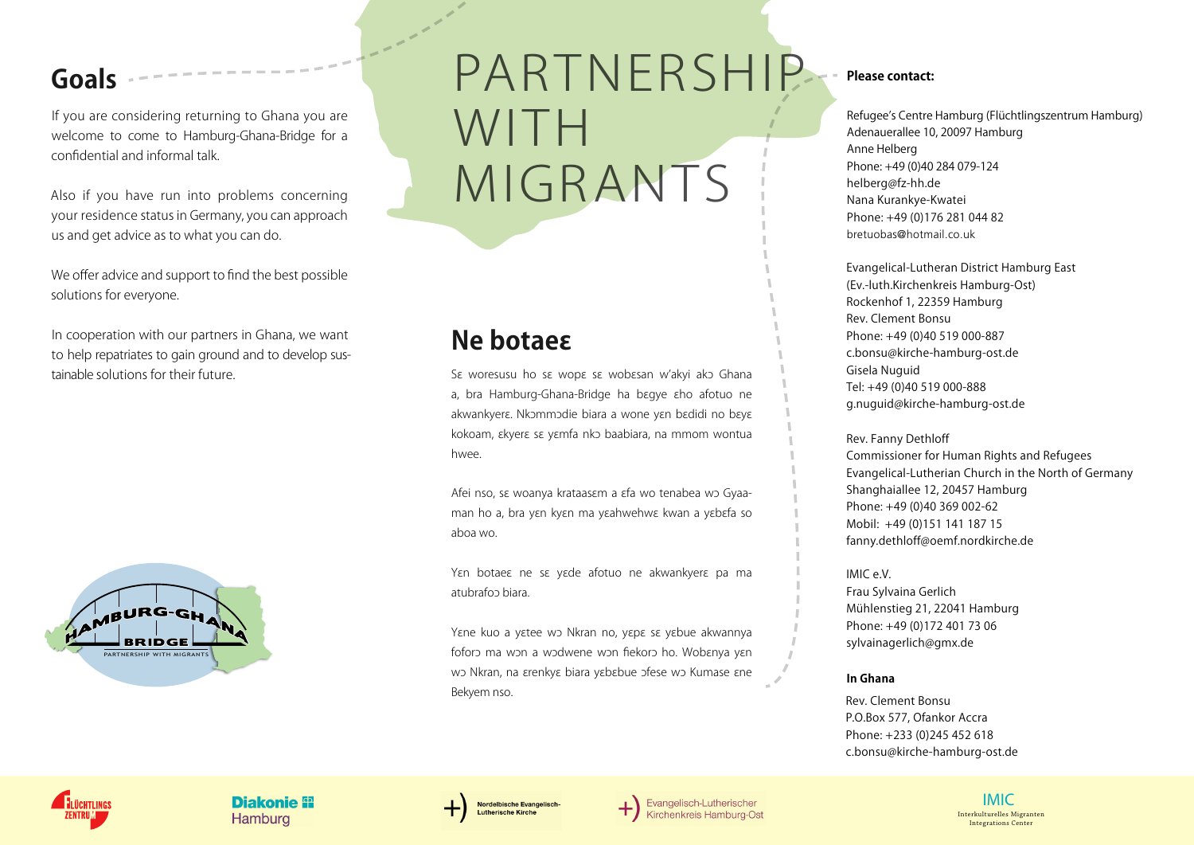## Goals

If you are considering returning to Ghana you are welcome to come to Hamburg-Ghana-Bridge for a confidential and informal talk.

Also if you have run into problems concerning your residence status in Germany, you can approach us and get advice as to what you can do.

We offer advice and support to find the best possible solutions for everyone.

In cooperation with our partners in Ghana, we want to help repatriates to gain ground and to develop sustainable solutions for their future.

# PARTNERSHIP WITH MIGRANTS

## Ne botaeɛ

Sɛ woresusu ho sɛ wopɛ sɛ wobɛsan w'akyi akɔ Ghana a, bra Hamburg-Ghana-Bridge ha bɛgye ɛho afotuo ne akwankyerɛ. Nkɔmmɔdie biara a wone yɛn bɛdidi no bɛyɛ kokoam, ɛkyerɛ sɛ yɛmfa nkɔ baabiara, na mmom wontua hwee.

Afei nso, sɛ woanya krataasɛm a ɛfa wo tenabea wɔ Gyaaman ho a, bra yɛn kyɛn ma yɛahwehwɛ kwan a yɛbɛfa so aboa wo.

Yɛn botaeɛ ne sɛ yɛde afotuo ne akwankyerɛ pa ma atubrafoɔ biara.

Yɛne kuo a yɛtee wɔ Nkran no, yɛpɛ sɛ yɛbue akwannya foforɔ ma wɔn a wɔdwene wɔn fiekorɔ ho. Wobɛnya yɛn wɔ Nkran, na ɛrenkyɛ biara yɛbɛbue ɔfese wɔ Kumase ɛne Bekyem nso.

HAMBURG-GHANA BRIDGE
PARTNERSHIP WITH MIGRANTS

**Please contact:**

Refugee's Centre Hamburg (Flüchtlingszentrum Hamburg)
Adenauerallee 10, 20097 Hamburg
Anne Helberg
Phone: +49 (0)40 284 079-124
helberg@fz-hh.de
Nana Kurankye-Kwatei
Phone: +49 (0)176 281 044 82
bretuobas@hotmail.co.uk

Evangelical-Lutheran District Hamburg East
(Ev.-luth.Kirchenkreis Hamburg-Ost)
Rockenhof 1, 22359 Hamburg
Rev. Clement Bonsu
Phone: +49 (0)40 519 000-887
c.bonsu@kirche-hamburg-ost.de
Gisela Nuguid
Tel: +49 (0)40 519 000-888
g.nuguid@kirche-hamburg-ost.de

Rev. Fanny Dethloff
Commissioner for Human Rights and Refugees
Evangelical-Lutheran Church in the North of Germany
Shanghaiallee 12, 20457 Hamburg
Phone: +49 (0)40 369 002-62
Mobil: +49 (0)151 141 187 15
fanny.dethloff@oemf.nordkirche.de

IMIC e.V.
Frau Sylvaina Gerlich
Mühlenstieg 21, 22041 Hamburg
Phone: +49 (0)172 401 73 06
sylvainagerlich@gmx.de

**In Ghana**

Rev. Clement Bonsu
P.O.Box 577, Ofankor Accra
Phone: +233 (0)245 452 618
c.bonsu@kirche-hamburg-ost.de

FLÜCHTLINGS ZENTRUM · Diakonie Hamburg · Nordelbische Evangelisch-Lutherische Kirche · Evangelisch-Lutherischer Kirchenkreis Hamburg-Ost · IMIC Interkulturelles Migranten Integrations Center